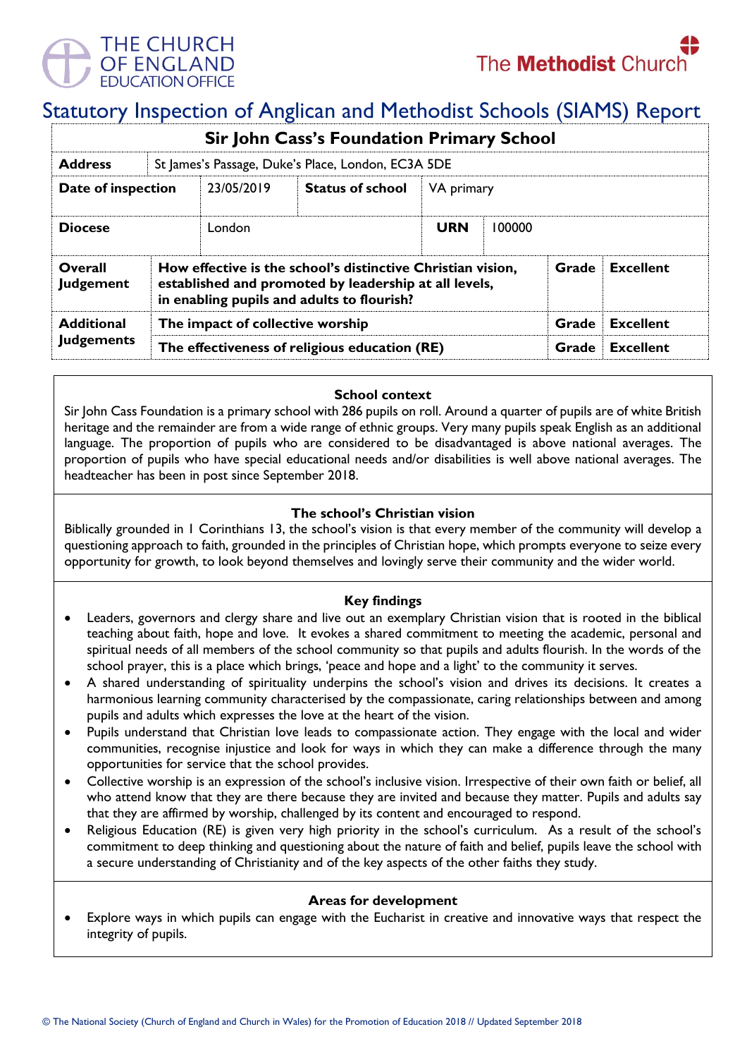THE CHURCH OF ENGLAND EDUCATION OFFICE

The **Methodist** Church

# Statutory Inspection of Anglican and Methodist Schools (SIAMS) Report

| Sir John Cass's Foundation Primary School | | | | | | |
|---|---|---|---|---|---|---|
| **Address** | St James's Passage, Duke's Place, London, EC3A 5DE | | | | | |
| **Date of inspection** | 23/05/2019 | **Status of school** | VA primary | | | |
| **Diocese** | London | | **URN** | 100000 | | |
| **Overall Judgement** | **How effective is the school's distinctive Christian vision, established and promoted by leadership at all levels, in enabling pupils and adults to flourish?** | | | | **Grade** | **Excellent** |
| **Additional Judgements** | **The impact of collective worship** | | | | **Grade** | **Excellent** |
| | **The effectiveness of religious education (RE)** | | | | **Grade** | **Excellent** |

### School context

Sir John Cass Foundation is a primary school with 286 pupils on roll. Around a quarter of pupils are of white British heritage and the remainder are from a wide range of ethnic groups. Very many pupils speak English as an additional language. The proportion of pupils who are considered to be disadvantaged is above national averages. The proportion of pupils who have special educational needs and/or disabilities is well above national averages. The headteacher has been in post since September 2018.

### The school's Christian vision

Biblically grounded in 1 Corinthians 13, the school's vision is that every member of the community will develop a questioning approach to faith, grounded in the principles of Christian hope, which prompts everyone to seize every opportunity for growth, to look beyond themselves and lovingly serve their community and the wider world.

### Key findings

- Leaders, governors and clergy share and live out an exemplary Christian vision that is rooted in the biblical teaching about faith, hope and love. It evokes a shared commitment to meeting the academic, personal and spiritual needs of all members of the school community so that pupils and adults flourish. In the words of the school prayer, this is a place which brings, 'peace and hope and a light' to the community it serves.
- A shared understanding of spirituality underpins the school's vision and drives its decisions. It creates a harmonious learning community characterised by the compassionate, caring relationships between and among pupils and adults which expresses the love at the heart of the vision.
- Pupils understand that Christian love leads to compassionate action. They engage with the local and wider communities, recognise injustice and look for ways in which they can make a difference through the many opportunities for service that the school provides.
- Collective worship is an expression of the school's inclusive vision. Irrespective of their own faith or belief, all who attend know that they are there because they are invited and because they matter. Pupils and adults say that they are affirmed by worship, challenged by its content and encouraged to respond.
- Religious Education (RE) is given very high priority in the school's curriculum. As a result of the school's commitment to deep thinking and questioning about the nature of faith and belief, pupils leave the school with a secure understanding of Christianity and of the key aspects of the other faiths they study.

### Areas for development

- Explore ways in which pupils can engage with the Eucharist in creative and innovative ways that respect the integrity of pupils.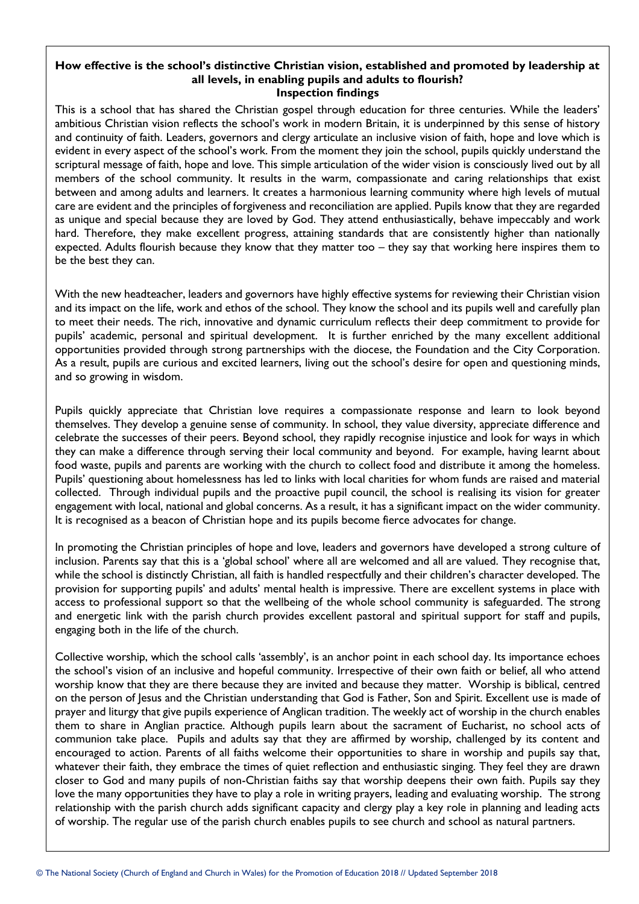**How effective is the school's distinctive Christian vision, established and promoted by leadership at all levels, in enabling pupils and adults to flourish?**
**Inspection findings**

This is a school that has shared the Christian gospel through education for three centuries. While the leaders' ambitious Christian vision reflects the school's work in modern Britain, it is underpinned by this sense of history and continuity of faith. Leaders, governors and clergy articulate an inclusive vision of faith, hope and love which is evident in every aspect of the school's work. From the moment they join the school, pupils quickly understand the scriptural message of faith, hope and love. This simple articulation of the wider vision is consciously lived out by all members of the school community. It results in the warm, compassionate and caring relationships that exist between and among adults and learners. It creates a harmonious learning community where high levels of mutual care are evident and the principles of forgiveness and reconciliation are applied. Pupils know that they are regarded as unique and special because they are loved by God. They attend enthusiastically, behave impeccably and work hard. Therefore, they make excellent progress, attaining standards that are consistently higher than nationally expected. Adults flourish because they know that they matter too – they say that working here inspires them to be the best they can.

With the new headteacher, leaders and governors have highly effective systems for reviewing their Christian vision and its impact on the life, work and ethos of the school. They know the school and its pupils well and carefully plan to meet their needs. The rich, innovative and dynamic curriculum reflects their deep commitment to provide for pupils' academic, personal and spiritual development. It is further enriched by the many excellent additional opportunities provided through strong partnerships with the diocese, the Foundation and the City Corporation. As a result, pupils are curious and excited learners, living out the school's desire for open and questioning minds, and so growing in wisdom.

Pupils quickly appreciate that Christian love requires a compassionate response and learn to look beyond themselves. They develop a genuine sense of community. In school, they value diversity, appreciate difference and celebrate the successes of their peers. Beyond school, they rapidly recognise injustice and look for ways in which they can make a difference through serving their local community and beyond. For example, having learnt about food waste, pupils and parents are working with the church to collect food and distribute it among the homeless. Pupils' questioning about homelessness has led to links with local charities for whom funds are raised and material collected. Through individual pupils and the proactive pupil council, the school is realising its vision for greater engagement with local, national and global concerns. As a result, it has a significant impact on the wider community. It is recognised as a beacon of Christian hope and its pupils become fierce advocates for change.

In promoting the Christian principles of hope and love, leaders and governors have developed a strong culture of inclusion. Parents say that this is a 'global school' where all are welcomed and all are valued. They recognise that, while the school is distinctly Christian, all faith is handled respectfully and their children's character developed. The provision for supporting pupils' and adults' mental health is impressive. There are excellent systems in place with access to professional support so that the wellbeing of the whole school community is safeguarded. The strong and energetic link with the parish church provides excellent pastoral and spiritual support for staff and pupils, engaging both in the life of the church.

Collective worship, which the school calls 'assembly', is an anchor point in each school day. Its importance echoes the school's vision of an inclusive and hopeful community. Irrespective of their own faith or belief, all who attend worship know that they are there because they are invited and because they matter. Worship is biblical, centred on the person of Jesus and the Christian understanding that God is Father, Son and Spirit. Excellent use is made of prayer and liturgy that give pupils experience of Anglican tradition. The weekly act of worship in the church enables them to share in Anglian practice. Although pupils learn about the sacrament of Eucharist, no school acts of communion take place. Pupils and adults say that they are affirmed by worship, challenged by its content and encouraged to action. Parents of all faiths welcome their opportunities to share in worship and pupils say that, whatever their faith, they embrace the times of quiet reflection and enthusiastic singing. They feel they are drawn closer to God and many pupils of non-Christian faiths say that worship deepens their own faith. Pupils say they love the many opportunities they have to play a role in writing prayers, leading and evaluating worship. The strong relationship with the parish church adds significant capacity and clergy play a key role in planning and leading acts of worship. The regular use of the parish church enables pupils to see church and school as natural partners.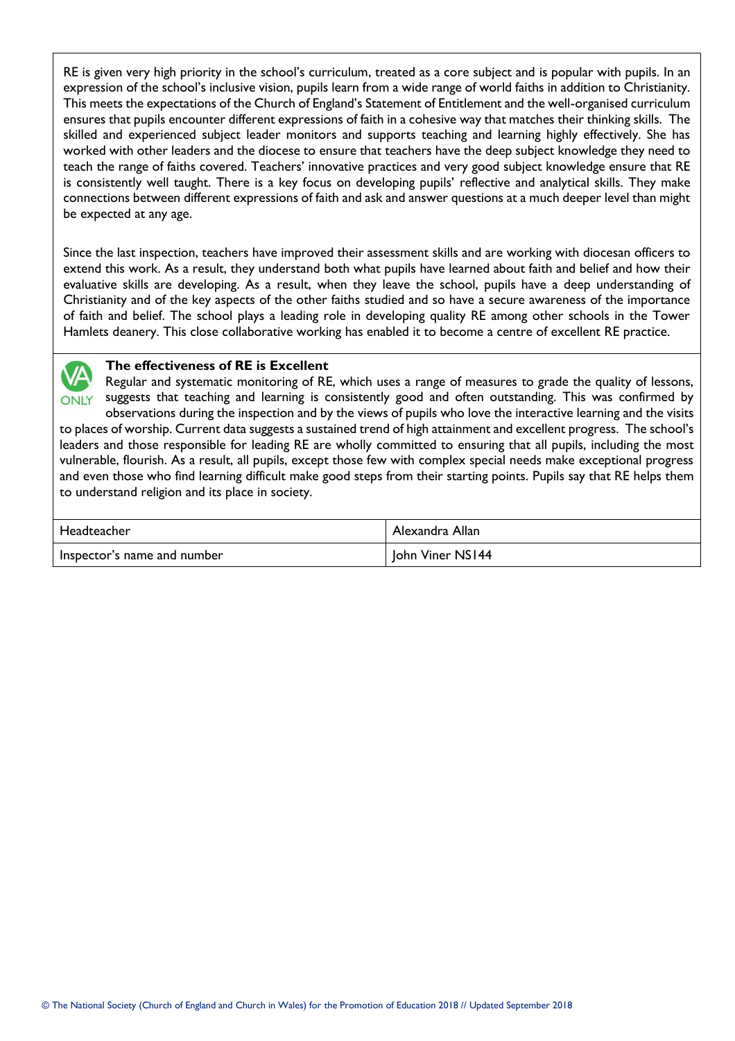RE is given very high priority in the school's curriculum, treated as a core subject and is popular with pupils. In an expression of the school's inclusive vision, pupils learn from a wide range of world faiths in addition to Christianity. This meets the expectations of the Church of England's Statement of Entitlement and the well-organised curriculum ensures that pupils encounter different expressions of faith in a cohesive way that matches their thinking skills. The skilled and experienced subject leader monitors and supports teaching and learning highly effectively. She has worked with other leaders and the diocese to ensure that teachers have the deep subject knowledge they need to teach the range of faiths covered. Teachers' innovative practices and very good subject knowledge ensure that RE is consistently well taught. There is a key focus on developing pupils' reflective and analytical skills. They make connections between different expressions of faith and ask and answer questions at a much deeper level than might be expected at any age.

Since the last inspection, teachers have improved their assessment skills and are working with diocesan officers to extend this work. As a result, they understand both what pupils have learned about faith and belief and how their evaluative skills are developing. As a result, when they leave the school, pupils have a deep understanding of Christianity and of the key aspects of the other faiths studied and so have a secure awareness of the importance of faith and belief. The school plays a leading role in developing quality RE among other schools in the Tower Hamlets deanery. This close collaborative working has enabled it to become a centre of excellent RE practice.

VA ONLY

**The effectiveness of RE is Excellent**

Regular and systematic monitoring of RE, which uses a range of measures to grade the quality of lessons, suggests that teaching and learning is consistently good and often outstanding. This was confirmed by observations during the inspection and by the views of pupils who love the interactive learning and the visits to places of worship. Current data suggests a sustained trend of high attainment and excellent progress. The school's leaders and those responsible for leading RE are wholly committed to ensuring that all pupils, including the most vulnerable, flourish. As a result, all pupils, except those few with complex special needs make exceptional progress and even those who find learning difficult make good steps from their starting points. Pupils say that RE helps them to understand religion and its place in society.

| | |
|---|---|
| Headteacher | Alexandra Allan |
| Inspector's name and number | John Viner NS144 |

© The National Society (Church of England and Church in Wales) for the Promotion of Education 2018 // Updated September 2018